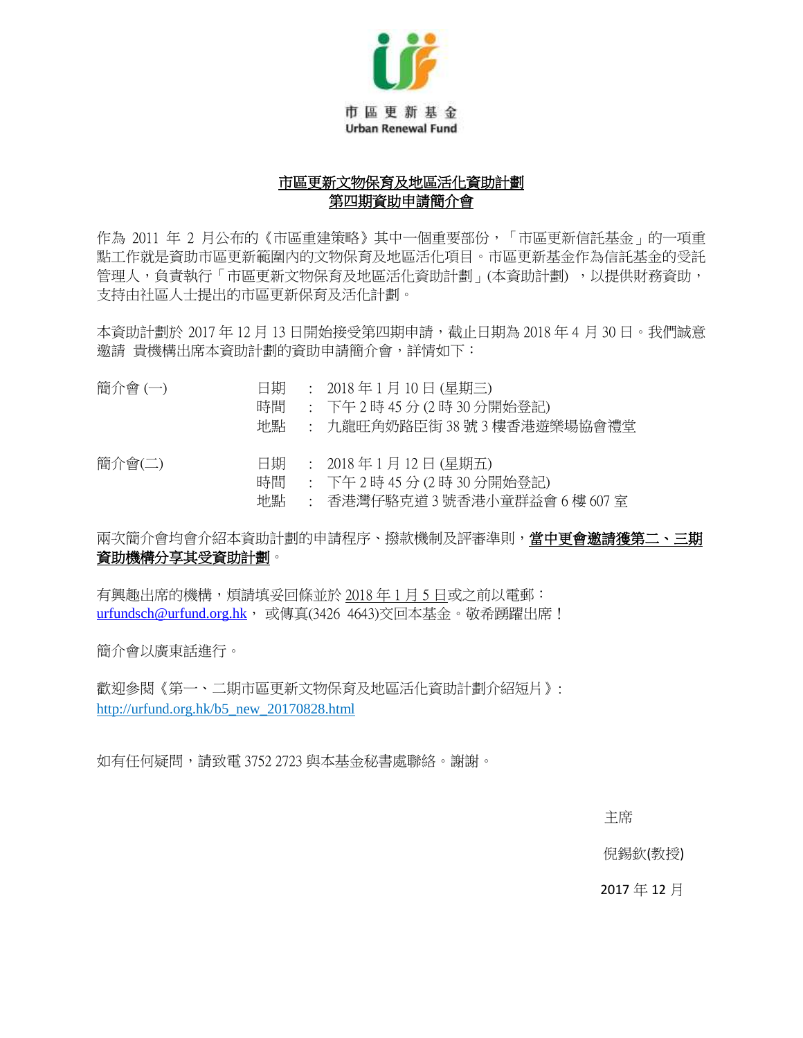市區更新基金
Urban Renewal Fund

# 市區更新文物保育及地區活化資助計劃
# 第四期資助申請簡介會

作為 2011 年 2 月公布的《市區重建策略》其中一個重要部份，「市區更新信託基金」的一項重點工作就是資助市區更新範圍內的文物保育及地區活化項目。市區更新基金作為信託基金的受託管理人，負責執行「市區更新文物保育及地區活化資助計劃」(本資助計劃) ，以提供財務資助，支持由社區人士提出的市區更新保育及活化計劃。

本資助計劃於 2017 年 12 月 13 日開始接受第四期申請，截止日期為 2018 年 4 月 30 日。我們誠意邀請 貴機構出席本資助計劃的資助申請簡介會，詳情如下：

簡介會 (一)
- 日期 ： 2018 年 1 月 10 日 (星期三)
- 時間 ： 下午 2 時 45 分 (2 時 30 分開始登記)
- 地點 ： 九龍旺角奶路臣街 38 號 3 樓香港遊樂場協會禮堂

簡介會(二)
- 日期 ： 2018 年 1 月 12 日 (星期五)
- 時間 ： 下午 2 時 45 分 (2 時 30 分開始登記)
- 地點 ： 香港灣仔駱克道 3 號香港小童群益會 6 樓 607 室

兩次簡介會均會介紹本資助計劃的申請程序、撥款機制及評審準則，**當中更會邀請獲第二、三期資助機構分享其受資助計劃**。

有興趣出席的機構，煩請填妥回條並於 2018 年 1 月 5 日或之前以電郵：urfundsch@urfund.org.hk， 或傳真(3426 4643)交回本基金。敬希踴躍出席！

簡介會以廣東話進行。

歡迎參閱《第一、二期市區更新文物保育及地區活化資助計劃介紹短片》：http://urfund.org.hk/b5_new_20170828.html

如有任何疑問，請致電 3752 2723 與本基金秘書處聯絡。謝謝。

主席

倪錫欽(教授)

2017 年 12 月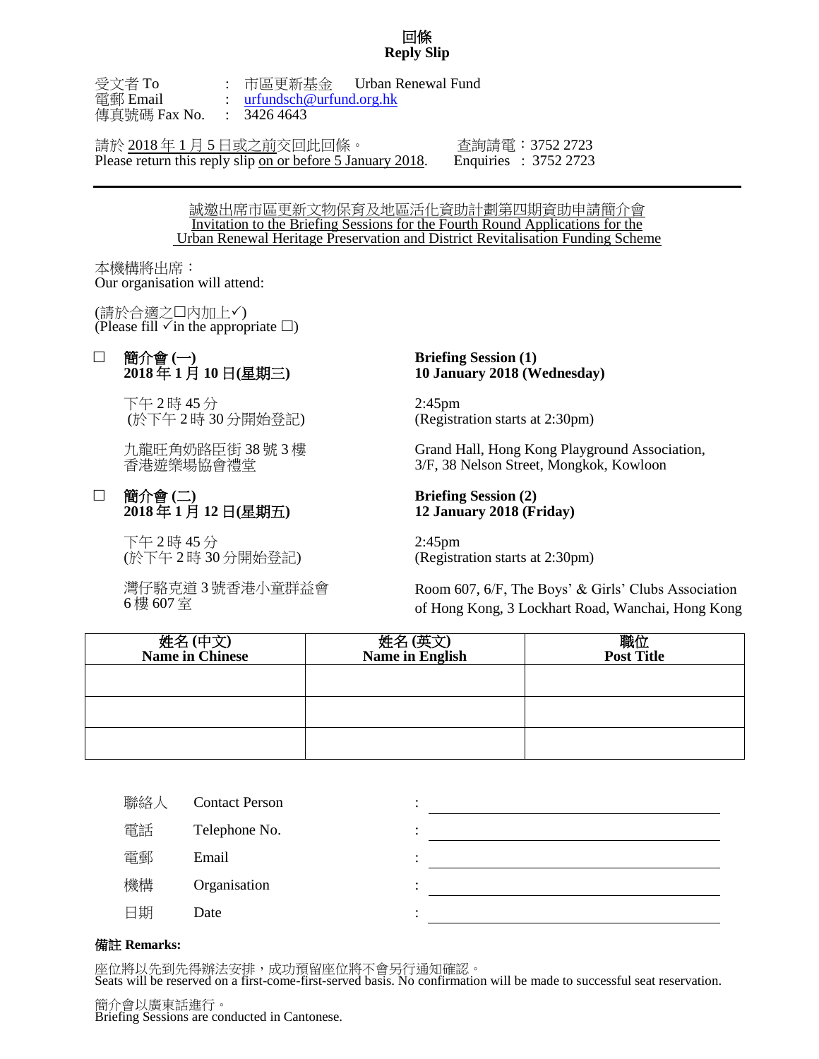# 回條
# Reply Slip

受文者 To : 市區更新基金 Urban Renewal Fund
電郵 Email : urfundsch@urfund.org.hk
傳真號碼 Fax No. : 3426 4643

請於 2018 年 1 月 5 日或之前交回此回條。 查詢請電：3752 2723
Please return this reply slip on or before 5 January 2018. Enquiries : 3752 2723

---

誠邀出席市區更新文物保育及地區活化資助計劃第四期資助申請簡介會
Invitation to the Briefing Sessions for the Fourth Round Applications for the Urban Renewal Heritage Preservation and District Revitalisation Funding Scheme

本機構將出席：
Our organisation will attend:

(請於合適之☐內加上✓)
(Please fill ✓in the appropriate ☐)

☐ **簡介會 (一)**
**2018 年 1 月 10 日(星期三)**

**Briefing Session (1)**
**10 January 2018 (Wednesday)**

下午 2 時 45 分
(於下午 2 時 30 分開始登記)

2:45pm
(Registration starts at 2:30pm)

九龍旺角奶路臣街 38 號 3 樓
香港遊樂場協會禮堂

Grand Hall, Hong Kong Playground Association, 3/F, 38 Nelson Street, Mongkok, Kowloon

☐ **簡介會 (二)**
**2018 年 1 月 12 日(星期五)**

**Briefing Session (2)**
**12 January 2018 (Friday)**

下午 2 時 45 分
(於下午 2 時 30 分開始登記)

2:45pm
(Registration starts at 2:30pm)

灣仔駱克道 3 號香港小童群益會
6 樓 607 室

Room 607, 6/F, The Boys' & Girls' Clubs Association of Hong Kong, 3 Lockhart Road, Wanchai, Hong Kong

| 姓名 (中文) Name in Chinese | 姓名 (英文) Name in English | 職位 Post Title |
|---|---|---|
| | | |
| | | |
| | | |

聯絡人 Contact Person : ____________________

電話 Telephone No. : ____________________

電郵 Email : ____________________

機構 Organisation : ____________________

日期 Date : ____________________

**備註 Remarks:**

座位將以先到先得辦法安排，成功預留座位將不會另行通知確認。
Seats will be reserved on a first-come-first-served basis. No confirmation will be made to successful seat reservation.

簡介會以廣東話進行。
Briefing Sessions are conducted in Cantonese.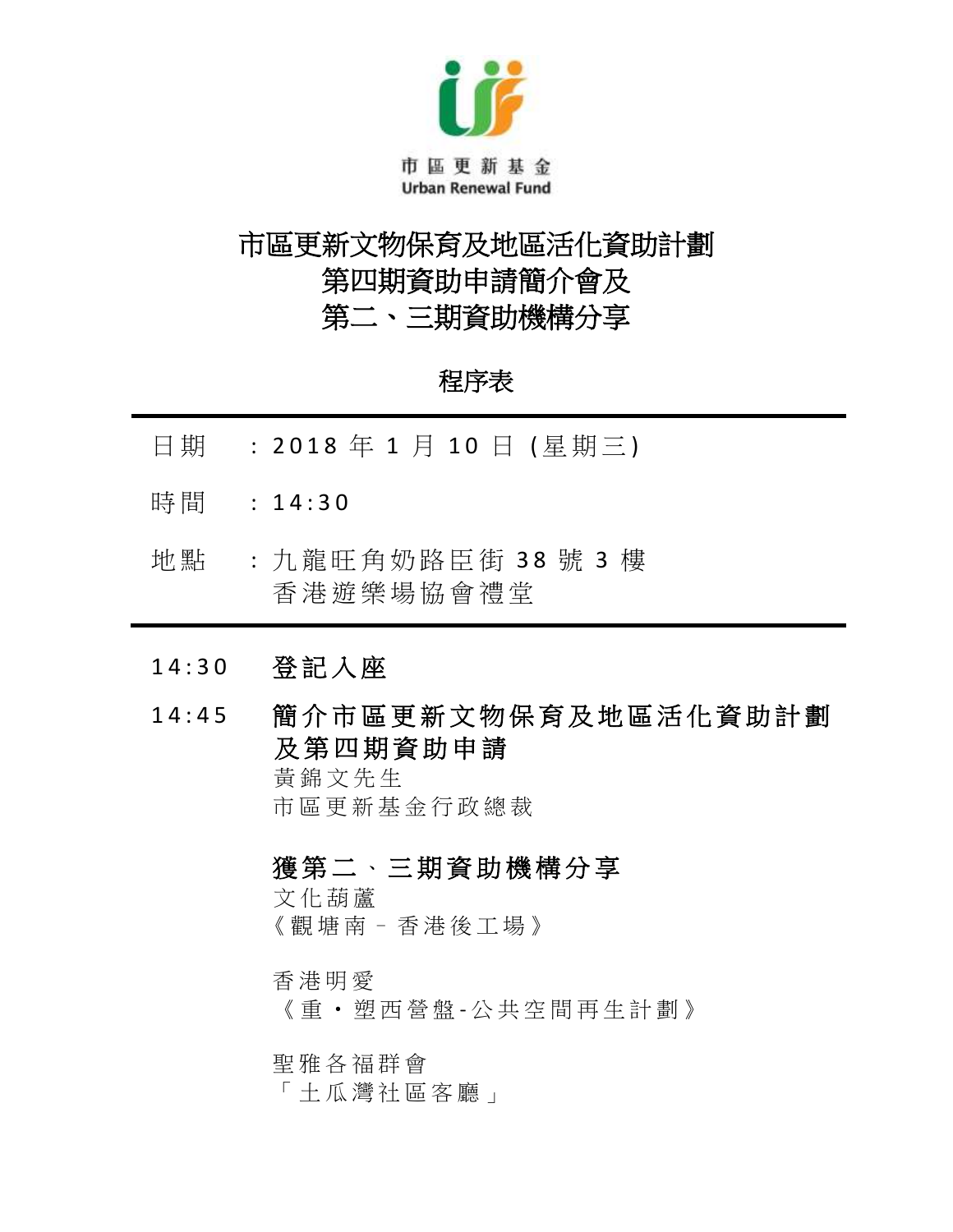市區更新基金
Urban Renewal Fund

# 市區更新文物保育及地區活化資助計劃
# 第四期資助申請簡介會及
# 第二、三期資助機構分享

## 程序表

---

日期　：2018 年 1 月 10 日 (星期三)

時間　：14:30

地點　：九龍旺角奶路臣街 38 號 3 樓
香港遊樂場協會禮堂

---

14:30　**登記入座**

14:45　**簡介市區更新文物保育及地區活化資助計劃及第四期資助申請**
黃錦文先生
市區更新基金行政總裁

**獲第二、三期資助機構分享**

文化葫蘆
《觀塘南–香港後工場》

香港明愛
《重・塑西營盤-公共空間再生計劃》

聖雅各福群會
「土瓜灣社區客廳」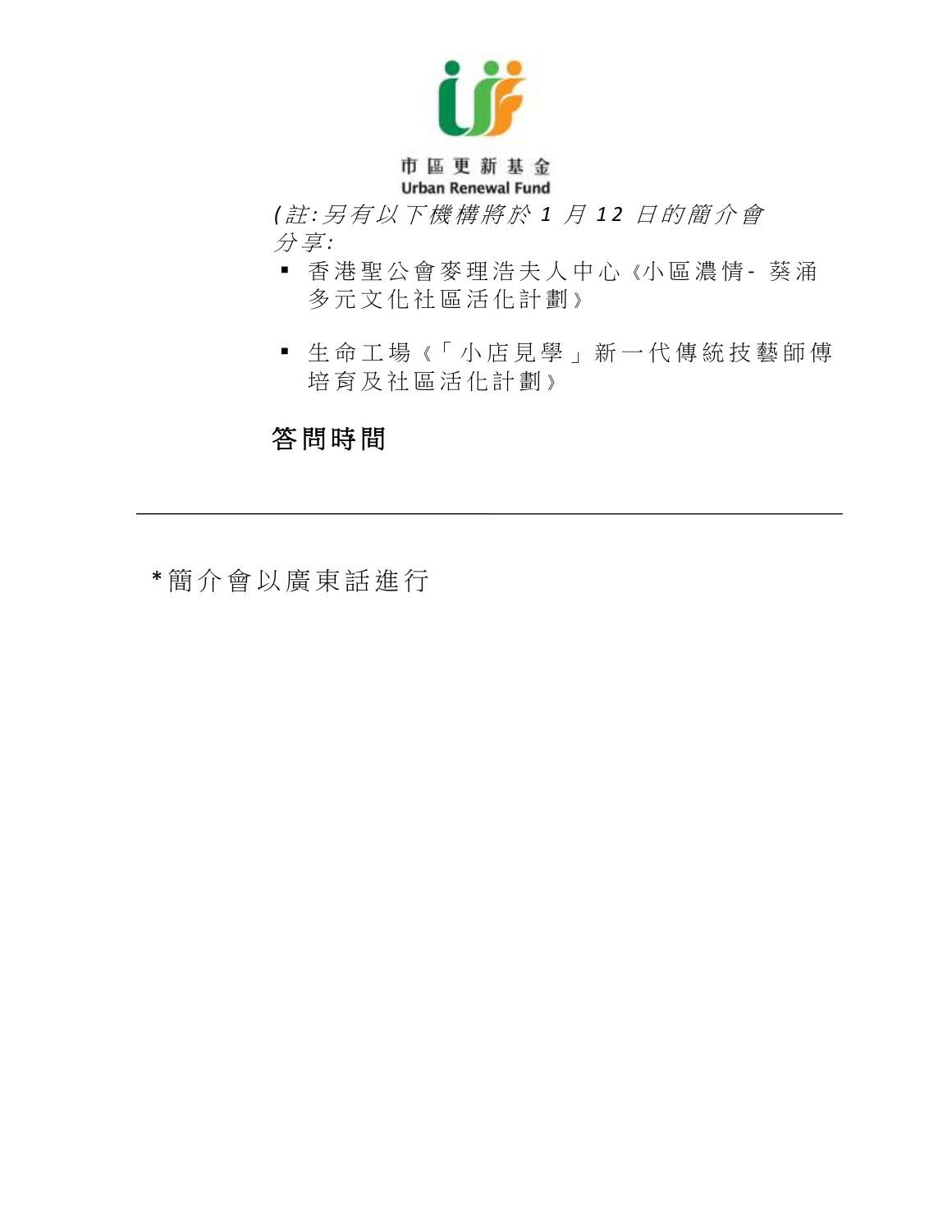市區更新基金
Urban Renewal Fund

*(註:另有以下機構將於 1 月 12 日的簡介會分享:*

- 香港聖公會麥理浩夫人中心《小區濃情- 葵涌多元文化社區活化計劃》
- 生命工場《「小店見學」新一代傳統技藝師傅培育及社區活化計劃》

**答問時間**

---

*簡介會以廣東話進行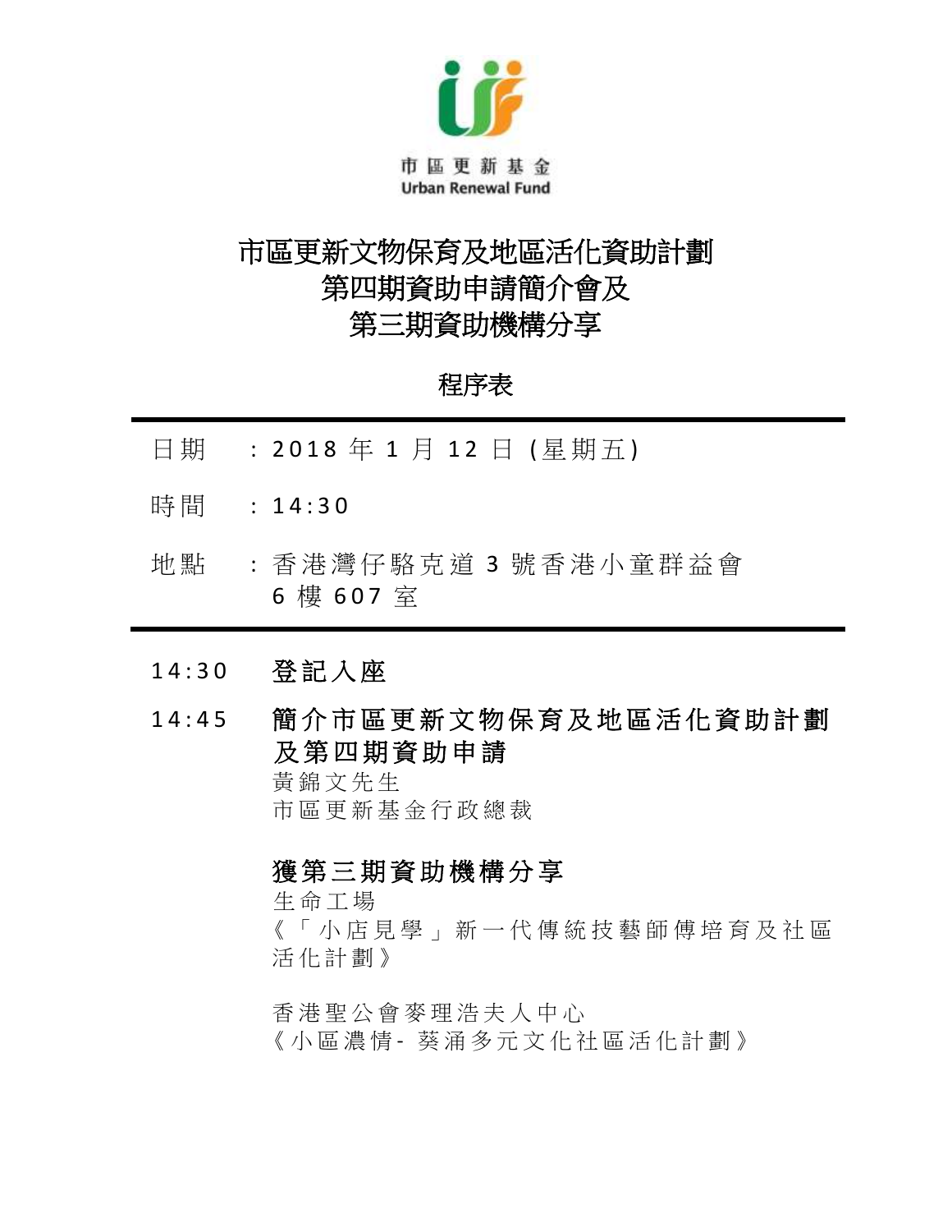市區更新基金
Urban Renewal Fund

# 市區更新文物保育及地區活化資助計劃
# 第四期資助申請簡介會及
# 第三期資助機構分享

## 程序表

日期 ： 2018 年 1 月 12 日 (星期五)

時間 ： 14:30

地點 ： 香港灣仔駱克道 3 號香港小童群益會 6 樓 607 室

---

14:30 **登記入座**

14:45 **簡介市區更新文物保育及地區活化資助計劃及第四期資助申請**
黃錦文先生
市區更新基金行政總裁

**獲第三期資助機構分享**
生命工場
《「小店見學」新一代傳統技藝師傅培育及社區活化計劃》

香港聖公會麥理浩夫人中心
《小區濃情- 葵涌多元文化社區活化計劃》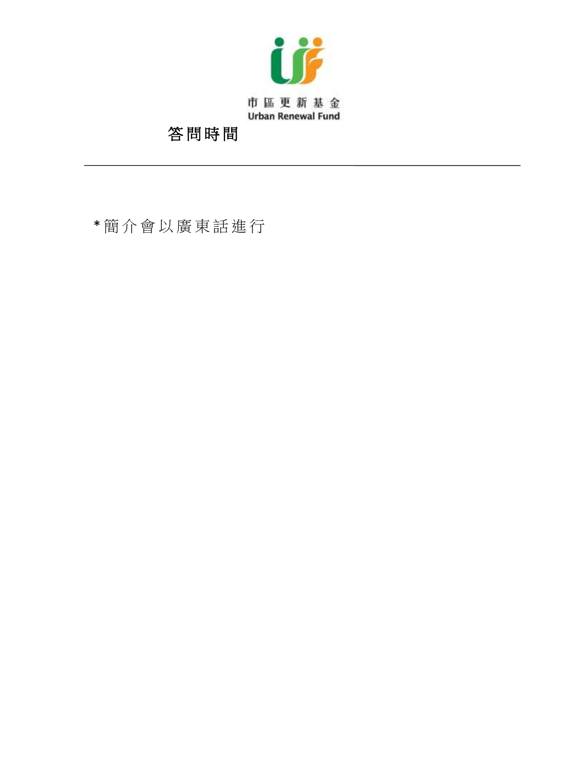市區更新基金
Urban Renewal Fund

## 答問時間

---

*簡介會以廣東話進行